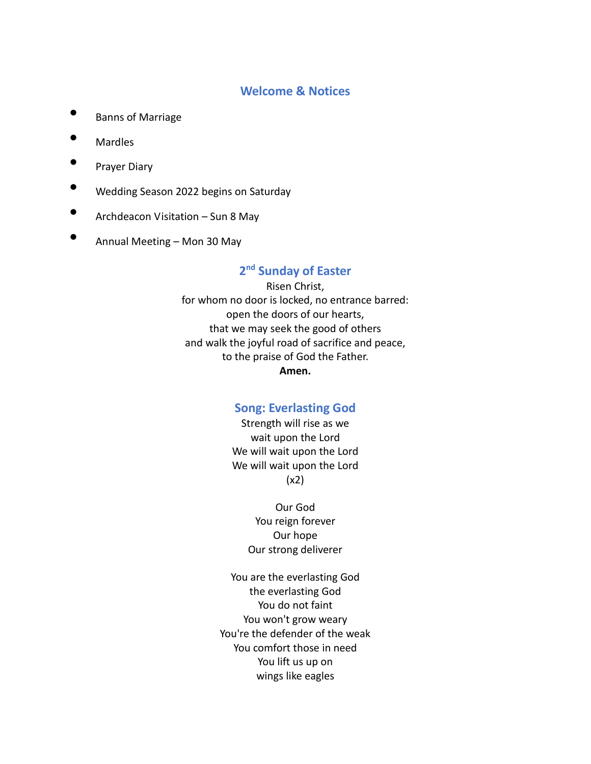## Welcome & Notices

- Banns of Marriage
- Mardles
- Prayer Diary
- Wedding Season 2022 begins on Saturday
- Archdeacon Visitation – Sun 8 May
- Annual Meeting – Mon 30 May

## 2nd Sunday of Easter

Risen Christ,  
for whom no door is locked, no entrance barred:  
open the doors of our hearts,  
that we may seek the good of others  
and walk the joyful road of sacrifice and peace,  
to the praise of God the Father.  
**Amen.**

## Song: Everlasting God

Strength will rise as we  
wait upon the Lord  
We will wait upon the Lord  
We will wait upon the Lord  
(x2)

Our God  
You reign forever  
Our hope  
Our strong deliverer

You are the everlasting God  
the everlasting God  
You do not faint  
You won't grow weary  
You're the defender of the weak  
You comfort those in need  
You lift us up on  
wings like eagles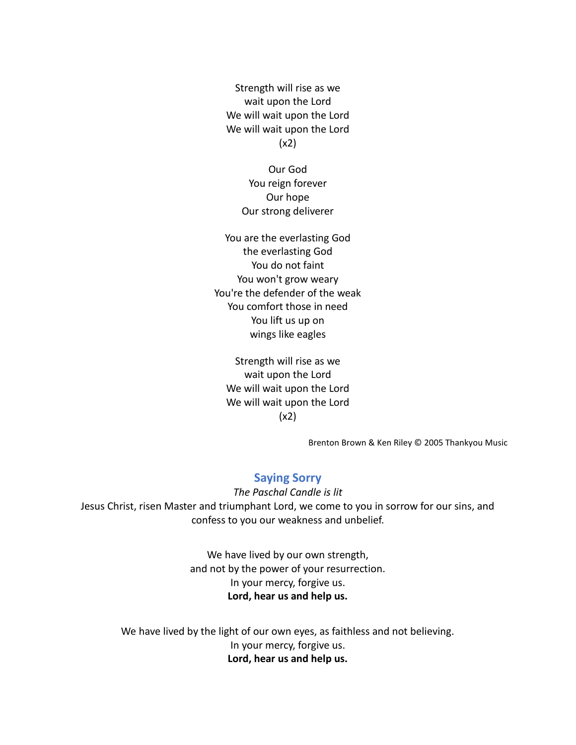Strength will rise as we
wait upon the Lord
We will wait upon the Lord
We will wait upon the Lord
(x2)

Our God
You reign forever
Our hope
Our strong deliverer

You are the everlasting God
the everlasting God
You do not faint
You won't grow weary
You're the defender of the weak
You comfort those in need
You lift us up on
wings like eagles

Strength will rise as we
wait upon the Lord
We will wait upon the Lord
We will wait upon the Lord
(x2)

Brenton Brown & Ken Riley © 2005 Thankyou Music

## Saying Sorry

*The Paschal Candle is lit*

Jesus Christ, risen Master and triumphant Lord, we come to you in sorrow for our sins, and confess to you our weakness and unbelief.

We have lived by our own strength,
and not by the power of your resurrection.
In your mercy, forgive us.
**Lord, hear us and help us.**

We have lived by the light of our own eyes, as faithless and not believing.
In your mercy, forgive us.
**Lord, hear us and help us.**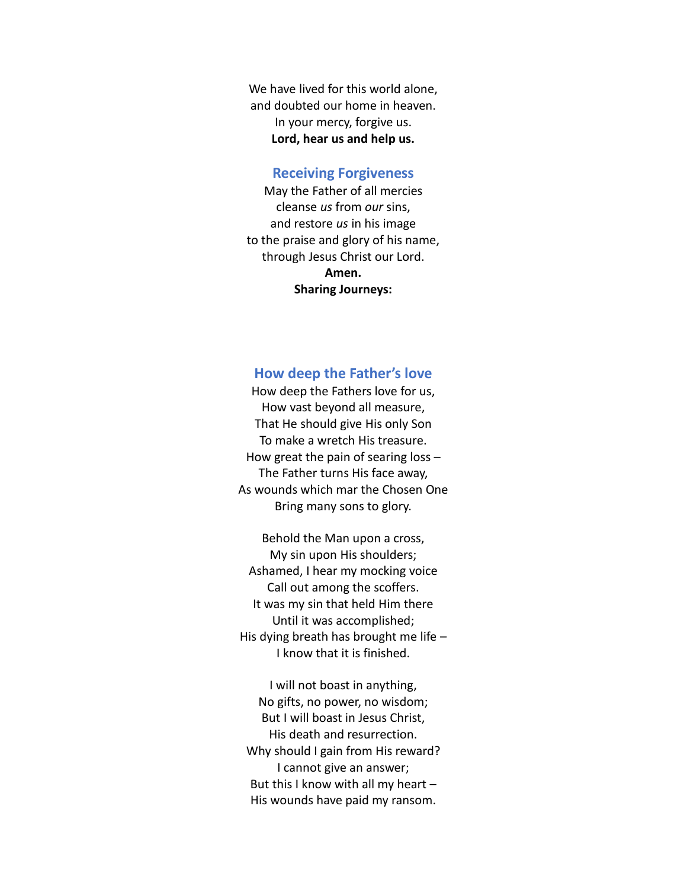We have lived for this world alone,
and doubted our home in heaven.
In your mercy, forgive us.
**Lord, hear us and help us.**

## Receiving Forgiveness

May the Father of all mercies
cleanse *us* from *our* sins,
and restore *us* in his image
to the praise and glory of his name,
through Jesus Christ our Lord.
**Amen.**
**Sharing Journeys:**

## How deep the Father's love

How deep the Fathers love for us,
How vast beyond all measure,
That He should give His only Son
To make a wretch His treasure.
How great the pain of searing loss –
The Father turns His face away,
As wounds which mar the Chosen One
Bring many sons to glory.

Behold the Man upon a cross,
My sin upon His shoulders;
Ashamed, I hear my mocking voice
Call out among the scoffers.
It was my sin that held Him there
Until it was accomplished;
His dying breath has brought me life –
I know that it is finished.

I will not boast in anything,
No gifts, no power, no wisdom;
But I will boast in Jesus Christ,
His death and resurrection.
Why should I gain from His reward?
I cannot give an answer;
But this I know with all my heart –
His wounds have paid my ransom.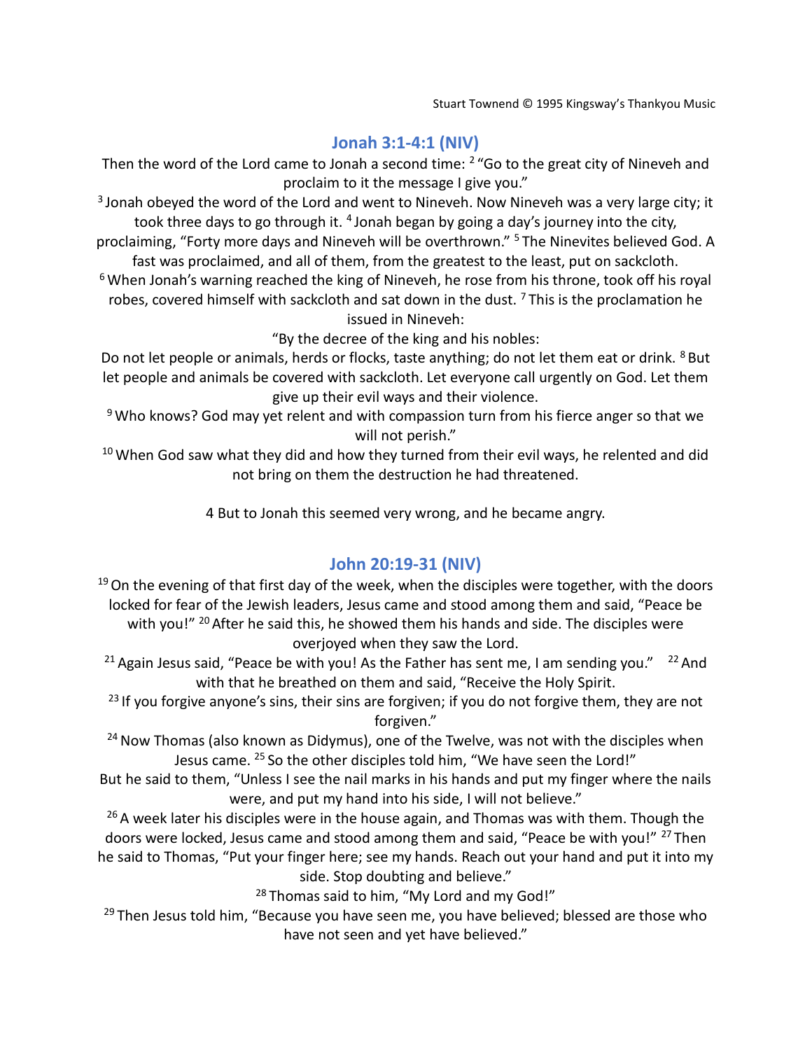Stuart Townend © 1995 Kingsway's Thankyou Music

## Jonah 3:1-4:1 (NIV)

Then the word of the Lord came to Jonah a second time: [2] "Go to the great city of Nineveh and proclaim to it the message I give you."

[3] Jonah obeyed the word of the Lord and went to Nineveh. Now Nineveh was a very large city; it took three days to go through it. [4] Jonah began by going a day's journey into the city, proclaiming, "Forty more days and Nineveh will be overthrown." [5] The Ninevites believed God. A fast was proclaimed, and all of them, from the greatest to the least, put on sackcloth.

[6] When Jonah's warning reached the king of Nineveh, he rose from his throne, took off his royal robes, covered himself with sackcloth and sat down in the dust. [7] This is the proclamation he issued in Nineveh:

"By the decree of the king and his nobles:

Do not let people or animals, herds or flocks, taste anything; do not let them eat or drink. [8] But let people and animals be covered with sackcloth. Let everyone call urgently on God. Let them give up their evil ways and their violence.

[9] Who knows? God may yet relent and with compassion turn from his fierce anger so that we will not perish."

[10] When God saw what they did and how they turned from their evil ways, he relented and did not bring on them the destruction he had threatened.

4 But to Jonah this seemed very wrong, and he became angry.

## John 20:19-31 (NIV)

[19] On the evening of that first day of the week, when the disciples were together, with the doors locked for fear of the Jewish leaders, Jesus came and stood among them and said, "Peace be with you!" [20] After he said this, he showed them his hands and side. The disciples were overjoyed when they saw the Lord.

[21] Again Jesus said, "Peace be with you! As the Father has sent me, I am sending you." [22] And with that he breathed on them and said, "Receive the Holy Spirit.

[23] If you forgive anyone's sins, their sins are forgiven; if you do not forgive them, they are not forgiven."

[24] Now Thomas (also known as Didymus), one of the Twelve, was not with the disciples when Jesus came. [25] So the other disciples told him, "We have seen the Lord!"

But he said to them, "Unless I see the nail marks in his hands and put my finger where the nails were, and put my hand into his side, I will not believe."

[26] A week later his disciples were in the house again, and Thomas was with them. Though the doors were locked, Jesus came and stood among them and said, "Peace be with you!" [27] Then he said to Thomas, "Put your finger here; see my hands. Reach out your hand and put it into my side. Stop doubting and believe."

[28] Thomas said to him, "My Lord and my God!"

[29] Then Jesus told him, "Because you have seen me, you have believed; blessed are those who have not seen and yet have believed."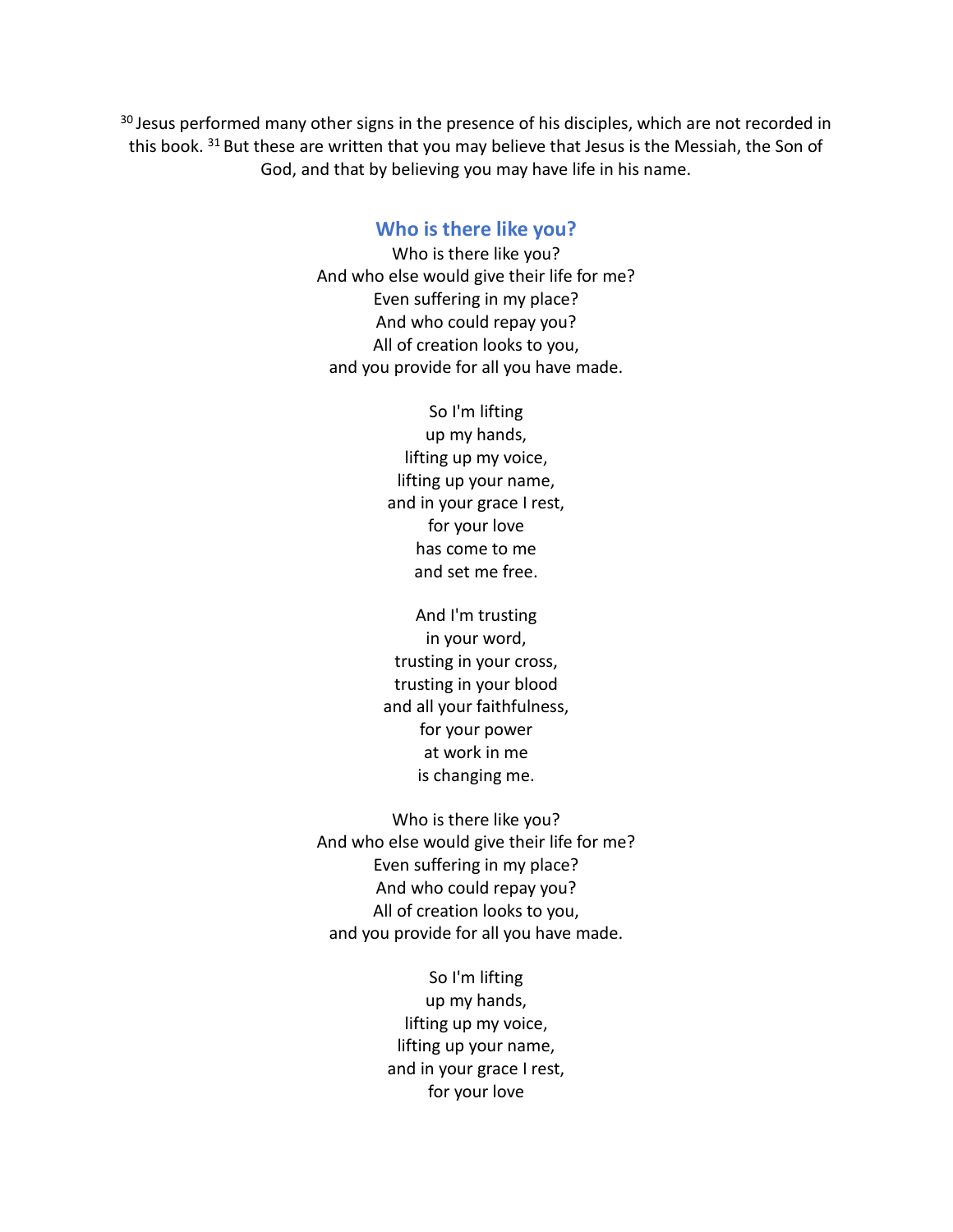[30] Jesus performed many other signs in the presence of his disciples, which are not recorded in this book. [31] But these are written that you may believe that Jesus is the Messiah, the Son of God, and that by believing you may have life in his name.

## Who is there like you?

Who is there like you?
And who else would give their life for me?
Even suffering in my place?
And who could repay you?
All of creation looks to you,
and you provide for all you have made.

So I'm lifting
up my hands,
lifting up my voice,
lifting up your name,
and in your grace I rest,
for your love
has come to me
and set me free.

And I'm trusting
in your word,
trusting in your cross,
trusting in your blood
and all your faithfulness,
for your power
at work in me
is changing me.

Who is there like you?
And who else would give their life for me?
Even suffering in my place?
And who could repay you?
All of creation looks to you,
and you provide for all you have made.

So I'm lifting
up my hands,
lifting up my voice,
lifting up your name,
and in your grace I rest,
for your love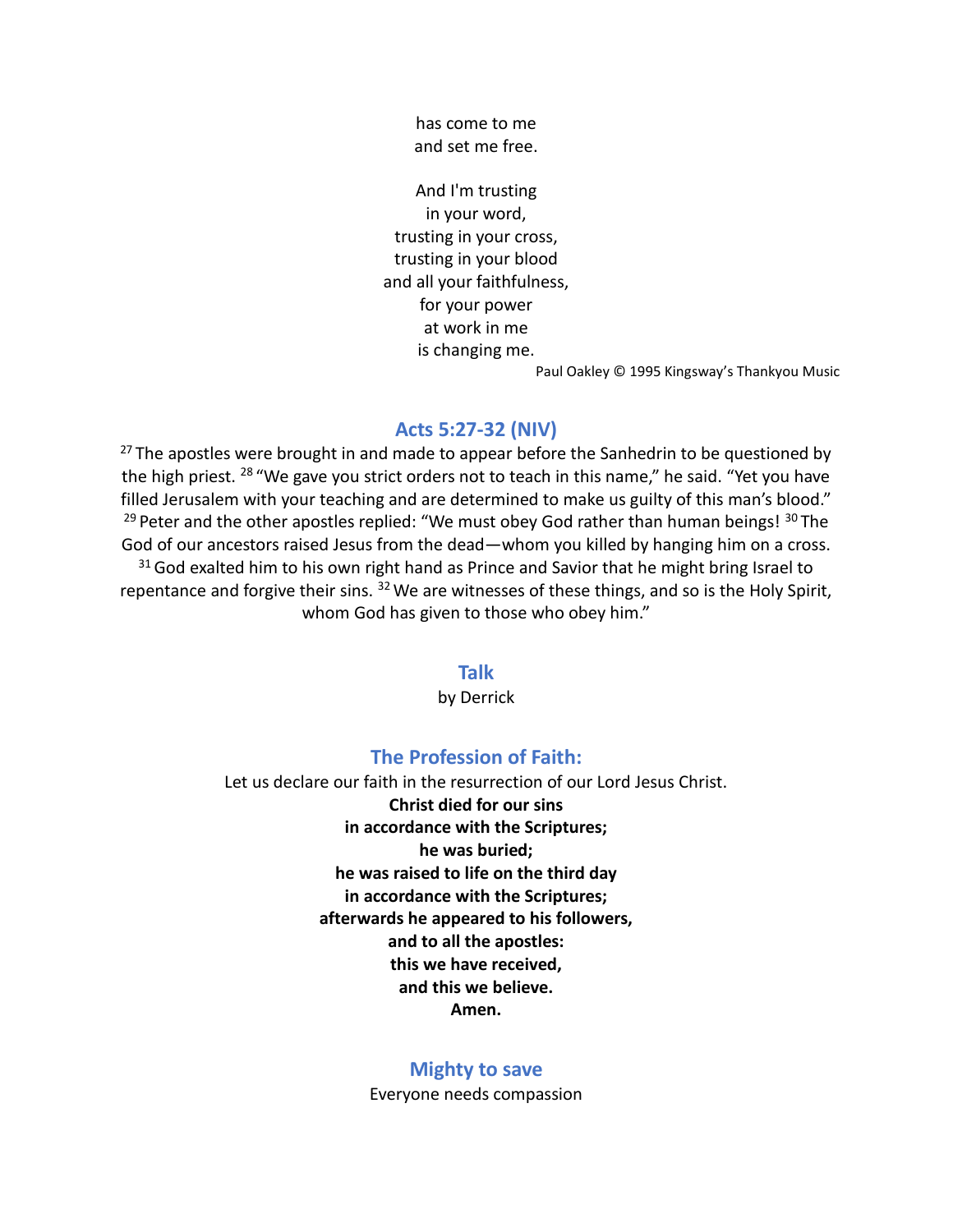has come to me
and set me free.

And I'm trusting
in your word,
trusting in your cross,
trusting in your blood
and all your faithfulness,
for your power
at work in me
is changing me.

Paul Oakley © 1995 Kingsway's Thankyou Music

## Acts 5:27-32 (NIV)

[27] The apostles were brought in and made to appear before the Sanhedrin to be questioned by the high priest. [28] "We gave you strict orders not to teach in this name," he said. "Yet you have filled Jerusalem with your teaching and are determined to make us guilty of this man's blood." [29] Peter and the other apostles replied: "We must obey God rather than human beings! [30] The God of our ancestors raised Jesus from the dead—whom you killed by hanging him on a cross. [31] God exalted him to his own right hand as Prince and Savior that he might bring Israel to repentance and forgive their sins. [32] We are witnesses of these things, and so is the Holy Spirit, whom God has given to those who obey him."

## Talk

by Derrick

## The Profession of Faith:

Let us declare our faith in the resurrection of our Lord Jesus Christ.

**Christ died for our sins**
**in accordance with the Scriptures;**
**he was buried;**
**he was raised to life on the third day**
**in accordance with the Scriptures;**
**afterwards he appeared to his followers,**
**and to all the apostles:**
**this we have received,**
**and this we believe.**
**Amen.**

## Mighty to save

Everyone needs compassion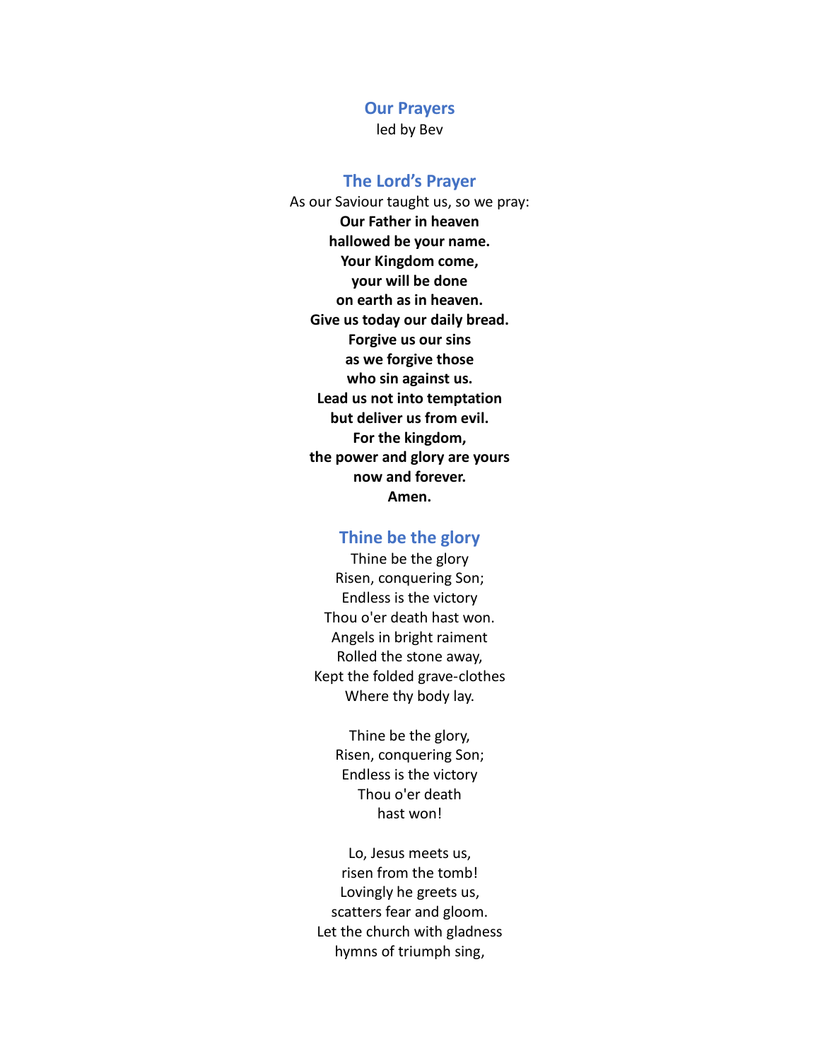## Our Prayers

led by Bev

## The Lord's Prayer

As our Saviour taught us, so we pray:

**Our Father in heaven**
**hallowed be your name.**
**Your Kingdom come,**
**your will be done**
**on earth as in heaven.**
**Give us today our daily bread.**
**Forgive us our sins**
**as we forgive those**
**who sin against us.**
**Lead us not into temptation**
**but deliver us from evil.**
**For the kingdom,**
**the power and glory are yours**
**now and forever.**
**Amen.**

## Thine be the glory

Thine be the glory
Risen, conquering Son;
Endless is the victory
Thou o'er death hast won.
Angels in bright raiment
Rolled the stone away,
Kept the folded grave-clothes
Where thy body lay.

Thine be the glory,
Risen, conquering Son;
Endless is the victory
Thou o'er death
hast won!

Lo, Jesus meets us,
risen from the tomb!
Lovingly he greets us,
scatters fear and gloom.
Let the church with gladness
hymns of triumph sing,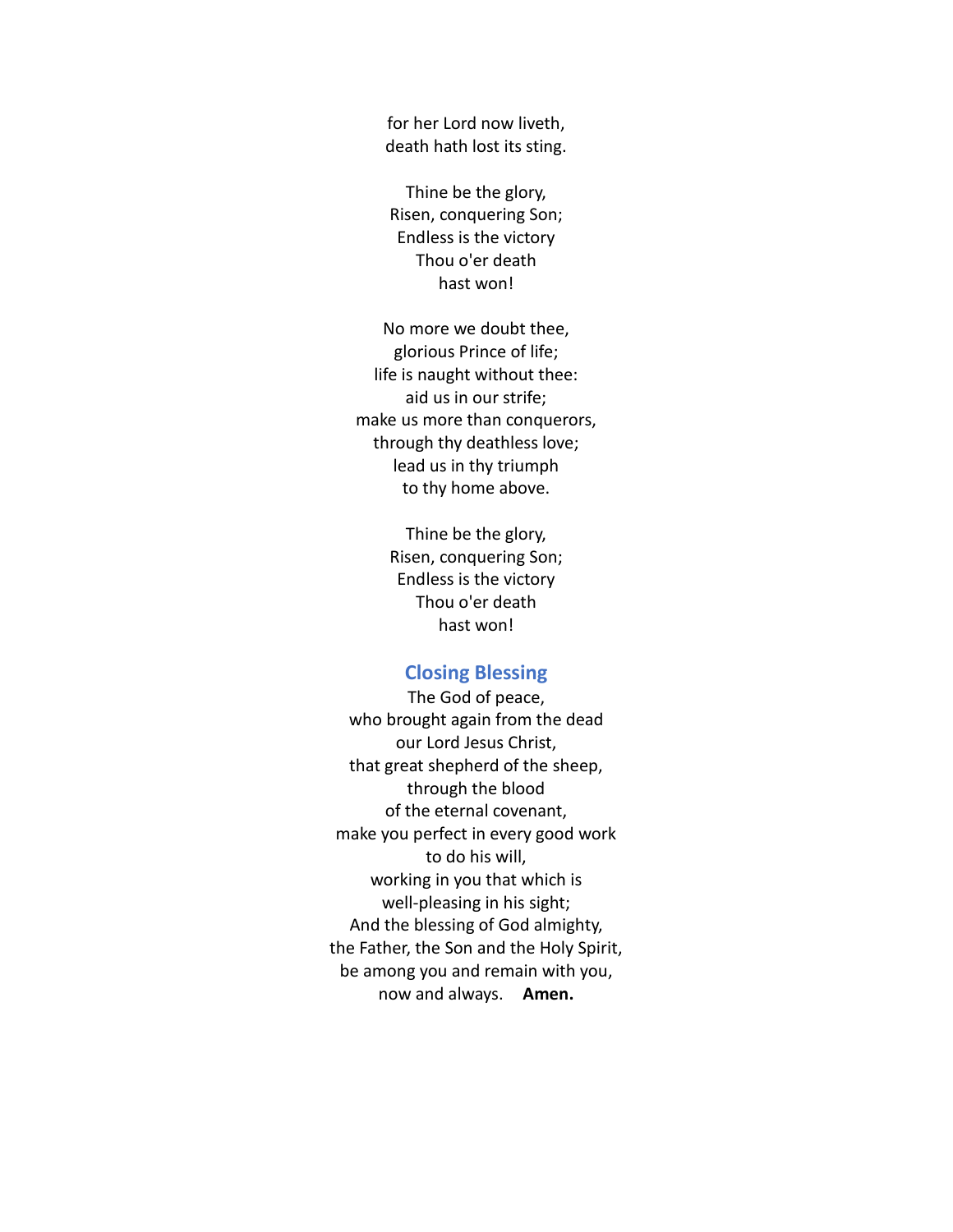for her Lord now liveth,
death hath lost its sting.

Thine be the glory,
Risen, conquering Son;
Endless is the victory
Thou o'er death
hast won!

No more we doubt thee,
glorious Prince of life;
life is naught without thee:
aid us in our strife;
make us more than conquerors,
through thy deathless love;
lead us in thy triumph
to thy home above.

Thine be the glory,
Risen, conquering Son;
Endless is the victory
Thou o'er death
hast won!

## Closing Blessing

The God of peace,
who brought again from the dead
our Lord Jesus Christ,
that great shepherd of the sheep,
through the blood
of the eternal covenant,
make you perfect in every good work
to do his will,
working in you that which is
well-pleasing in his sight;
And the blessing of God almighty,
the Father, the Son and the Holy Spirit,
be among you and remain with you,
now and always. **Amen.**